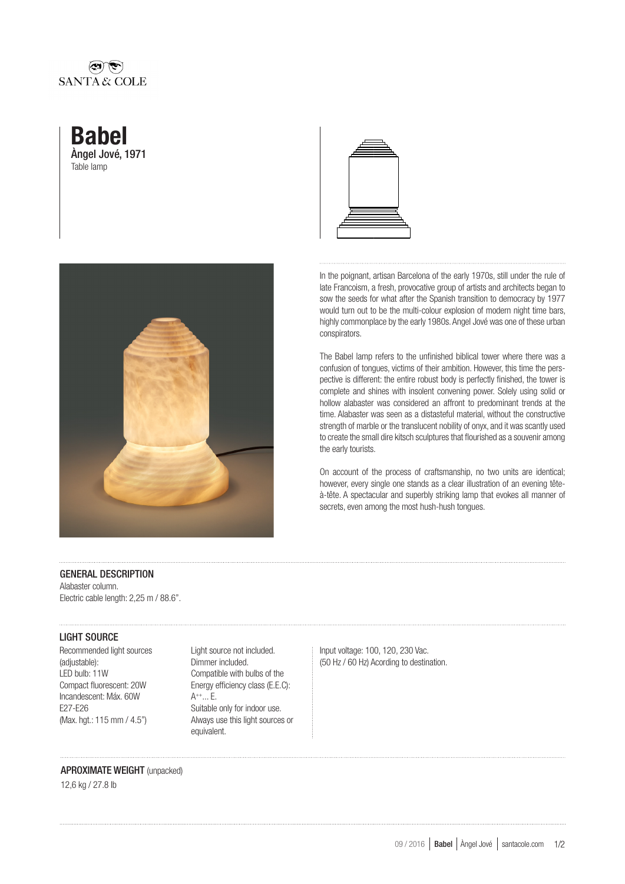SANTA & COLE

# Babel

**Àngel Jové, 1971**

Table lamp

In the poignant, artisan Barcelona of the early 1970s, still under the rule of late Francoism, a fresh, provocative group of artists and architects began to sow the seeds for what after the Spanish transition to democracy by 1977 would turn out to be the multi-colour explosion of modern night time bars, highly commonplace by the early 1980s. Angel Jové was one of these urban conspirators.

The Babel lamp refers to the unfinished biblical tower where there was a confusion of tongues, victims of their ambition. However, this time the perspective is different: the entire robust body is perfectly finished, the tower is complete and shines with insolent convening power. Solely using solid or hollow alabaster was considered an affront to predominant trends at the time. Alabaster was seen as a distasteful material, without the constructive strength of marble or the translucent nobility of onyx, and it was scantly used to create the small dire kitsch sculptures that flourished as a souvenir among the early tourists.

On account of the process of craftsmanship, no two units are identical; however, every single one stands as a clear illustration of an evening tête-à-tête. A spectacular and superbly striking lamp that evokes all manner of secrets, even among the most hush-hush tongues.

## GENERAL DESCRIPTION

Alabaster column.
Electric cable length: 2,25 m / 88.6".

## LIGHT SOURCE

Recommended light sources (adjustable):
LED bulb: 11W
Compact fluorescent: 20W
Incandescent: Máx. 60W
E27-E26
(Max. hgt.: 115 mm / 4.5")

Light source not included.
Dimmer included.
Compatible with bulbs of the Energy efficiency class (E.E.C): $A^{++}$... E.
Suitable only for indoor use.
Always use this light sources or equivalent.

Input voltage: 100, 120, 230 Vac.
(50 Hz / 60 Hz) Acording to destination.

## APROXIMATE WEIGHT (unpacked)

12,6 kg / 27.8 lb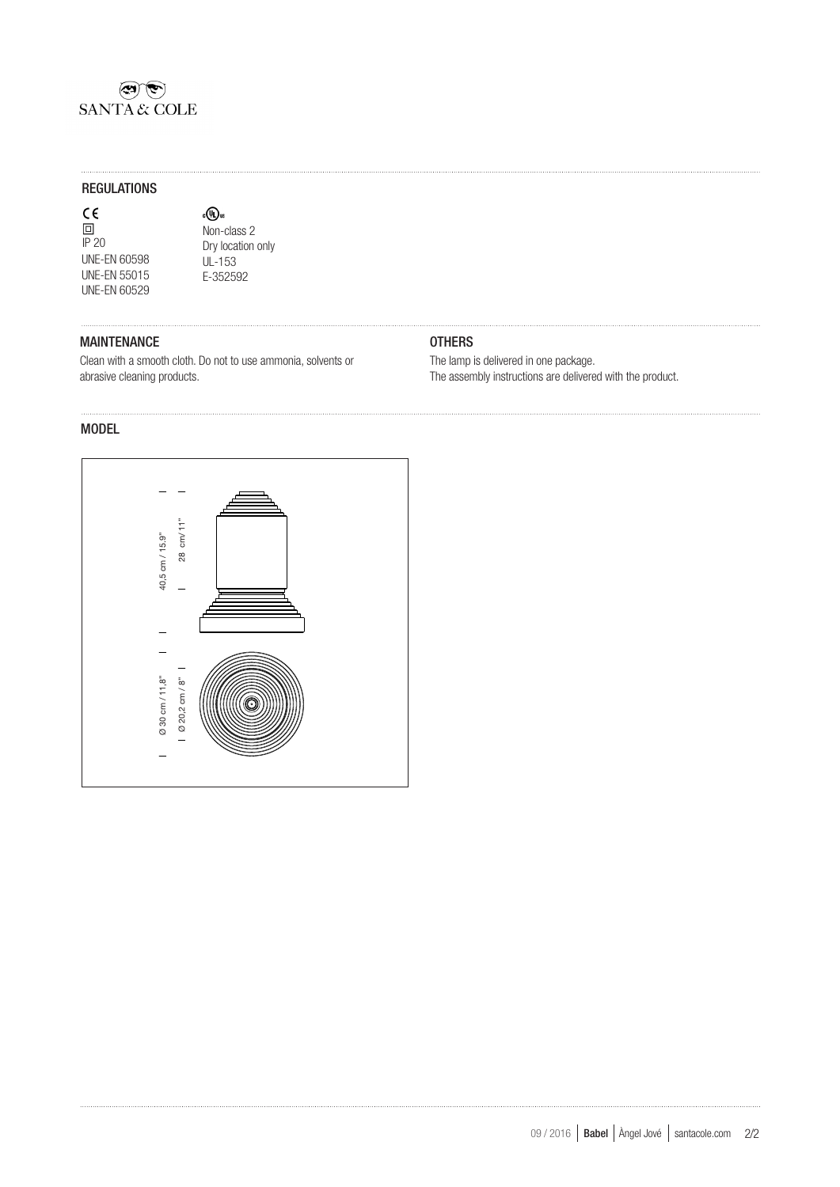## REGULATIONS

CE
IP 20
UNE-EN 60598
UNE-EN 55015
UNE-EN 60529

cULus
Non-class 2
Dry location only
UL-153
E-352592

## MAINTENANCE

Clean with a smooth cloth. Do not to use ammonia, solvents or abrasive cleaning products.

## OTHERS

The lamp is delivered in one package.
The assembly instructions are delivered with the product.

## MODEL

40,5 cm / 15.9"
28 cm/ 11"
Ø 30 cm / 11.8"
Ø 20,2 cm / 8"